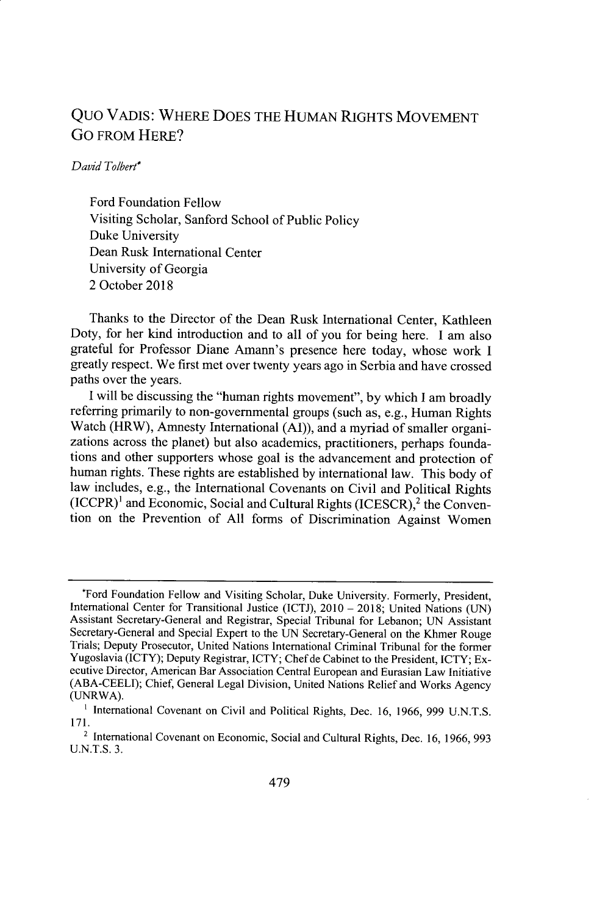# QUO VADIS: WHERE DOES THE HUMAN RIGHTS MOVEMENT GO FROM HERE?

*David Tolbert*[*]

Ford Foundation Fellow
Visiting Scholar, Sanford School of Public Policy
Duke University
Dean Rusk International Center
University of Georgia
2 October 2018

Thanks to the Director of the Dean Rusk International Center, Kathleen Doty, for her kind introduction and to all of you for being here. I am also grateful for Professor Diane Amann's presence here today, whose work I greatly respect. We first met over twenty years ago in Serbia and have crossed paths over the years.

I will be discussing the "human rights movement", by which I am broadly referring primarily to non-governmental groups (such as, e.g., Human Rights Watch (HRW), Amnesty International (AI)), and a myriad of smaller organizations across the planet) but also academics, practitioners, perhaps foundations and other supporters whose goal is the advancement and protection of human rights. These rights are established by international law. This body of law includes, e.g., the International Covenants on Civil and Political Rights (ICCPR)[1] and Economic, Social and Cultural Rights (ICESCR),[2] the Convention on the Prevention of All forms of Discrimination Against Women

---

[*] Ford Foundation Fellow and Visiting Scholar, Duke University. Formerly, President, International Center for Transitional Justice (ICTJ), 2010 – 2018; United Nations (UN) Assistant Secretary-General and Registrar, Special Tribunal for Lebanon; UN Assistant Secretary-General and Special Expert to the UN Secretary-General on the Khmer Rouge Trials; Deputy Prosecutor, United Nations International Criminal Tribunal for the former Yugoslavia (ICTY); Deputy Registrar, ICTY; Chef de Cabinet to the President, ICTY; Executive Director, American Bar Association Central European and Eurasian Law Initiative (ABA-CEELI); Chief, General Legal Division, United Nations Relief and Works Agency (UNRWA).

[1] International Covenant on Civil and Political Rights, Dec. 16, 1966, 999 U.N.T.S. 171.

[2] International Covenant on Economic, Social and Cultural Rights, Dec. 16, 1966, 993 U.N.T.S. 3.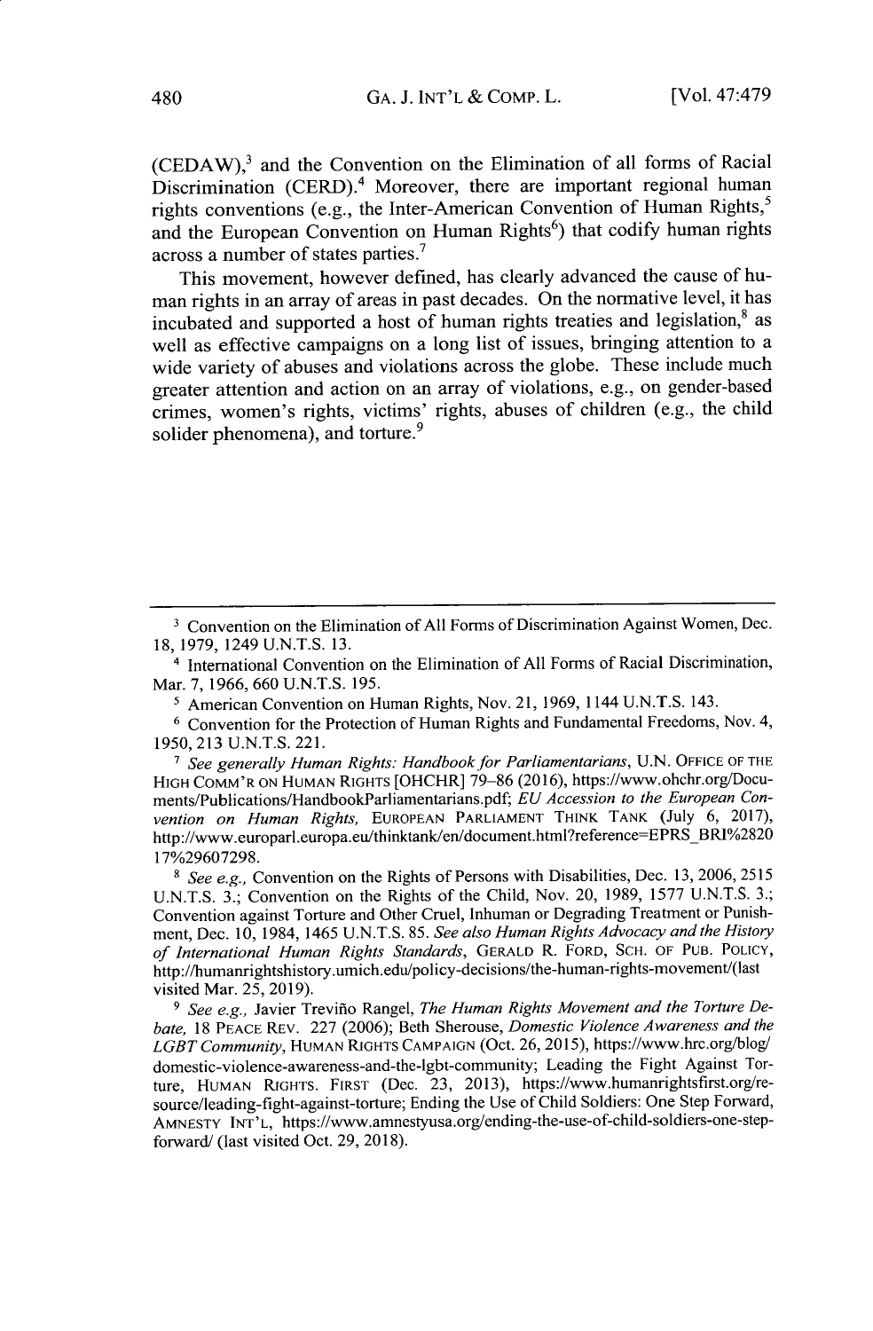(CEDAW),[3] and the Convention on the Elimination of all forms of Racial Discrimination (CERD).[4] Moreover, there are important regional human rights conventions (e.g., the Inter-American Convention of Human Rights,[5] and the European Convention on Human Rights[6]) that codify human rights across a number of states parties.[7]

This movement, however defined, has clearly advanced the cause of human rights in an array of areas in past decades. On the normative level, it has incubated and supported a host of human rights treaties and legislation,[8] as well as effective campaigns on a long list of issues, bringing attention to a wide variety of abuses and violations across the globe. These include much greater attention and action on an array of violations, e.g., on gender-based crimes, women's rights, victims' rights, abuses of children (e.g., the child solider phenomena), and torture.[9]

---

[3] Convention on the Elimination of All Forms of Discrimination Against Women, Dec. 18, 1979, 1249 U.N.T.S. 13.

[4] International Convention on the Elimination of All Forms of Racial Discrimination, Mar. 7, 1966, 660 U.N.T.S. 195.

[5] American Convention on Human Rights, Nov. 21, 1969, 1144 U.N.T.S. 143.

[6] Convention for the Protection of Human Rights and Fundamental Freedoms, Nov. 4, 1950, 213 U.N.T.S. 221.

[7] *See generally Human Rights: Handbook for Parliamentarians*, U.N. OFFICE OF THE HIGH COMM'R ON HUMAN RIGHTS [OHCHR] 79–86 (2016), https://www.ohchr.org/Documents/Publications/HandbookParliamentarians.pdf; *EU Accession to the European Convention on Human Rights*, EUROPEAN PARLIAMENT THINK TANK (July 6, 2017), http://www.europarl.europa.eu/thinktank/en/document.html?reference=EPRS_BRI%2820 17%29607298.

[8] *See e.g.*, Convention on the Rights of Persons with Disabilities, Dec. 13, 2006, 2515 U.N.T.S. 3.; Convention on the Rights of the Child, Nov. 20, 1989, 1577 U.N.T.S. 3.; Convention against Torture and Other Cruel, Inhuman or Degrading Treatment or Punishment, Dec. 10, 1984, 1465 U.N.T.S. 85. *See also Human Rights Advocacy and the History of International Human Rights Standards*, GERALD R. FORD, SCH. OF PUB. POLICY, http://humanrightshistory.umich.edu/policy-decisions/the-human-rights-movement/(last visited Mar. 25, 2019).

[9] *See e.g.*, Javier Treviño Rangel, *The Human Rights Movement and the Torture Debate*, 18 PEACE REV. 227 (2006); Beth Sherouse, *Domestic Violence Awareness and the LGBT Community*, HUMAN RIGHTS CAMPAIGN (Oct. 26, 2015), https://www.hrc.org/blog/domestic-violence-awareness-and-the-lgbt-community; Leading the Fight Against Torture, HUMAN RIGHTS. FIRST (Dec. 23, 2013), https://www.humanrightsfirst.org/resource/leading-fight-against-torture; Ending the Use of Child Soldiers: One Step Forward, AMNESTY INT'L, https://www.amnestyusa.org/ending-the-use-of-child-soldiers-one-step-forward/ (last visited Oct. 29, 2018).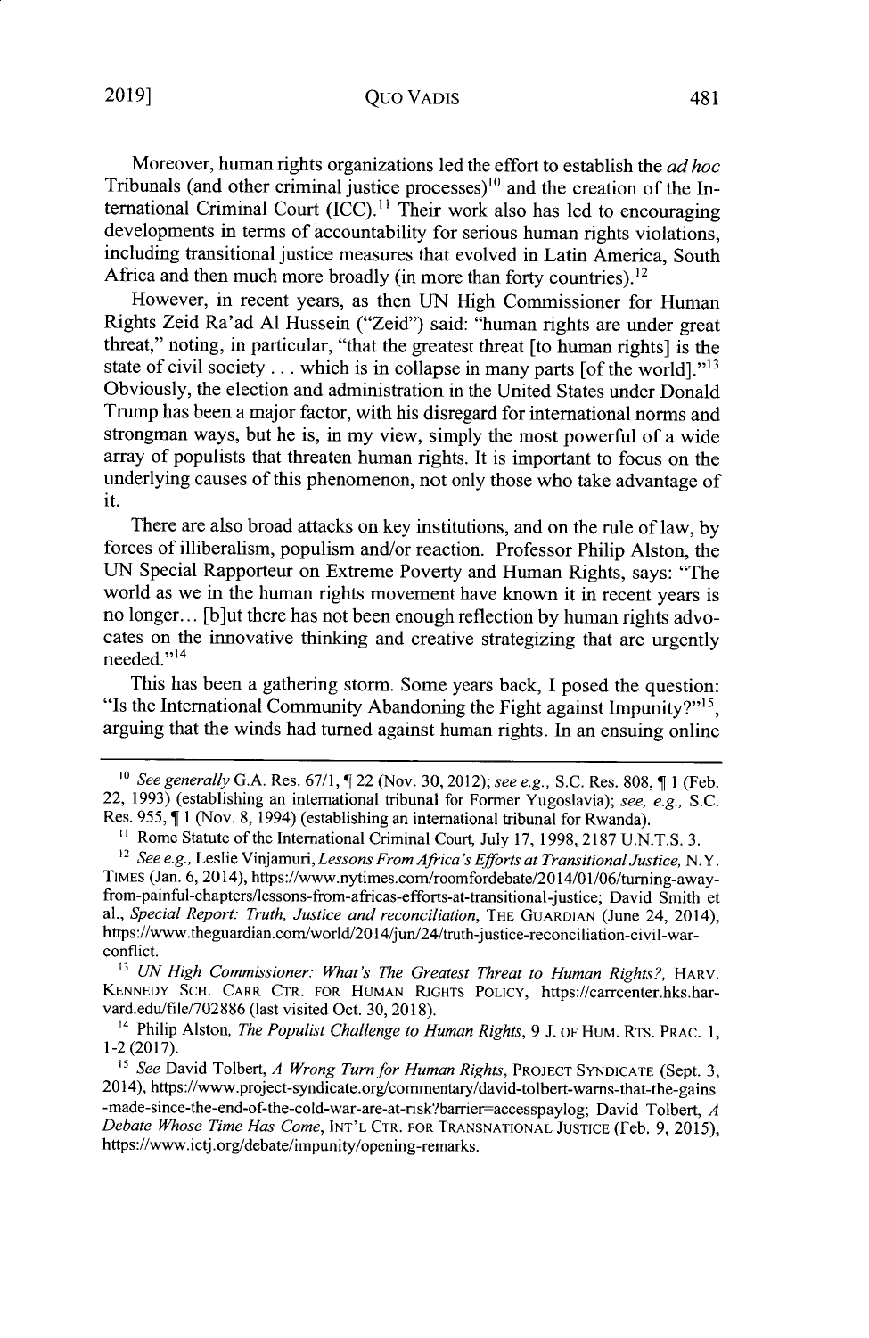Moreover, human rights organizations led the effort to establish the *ad hoc* Tribunals (and other criminal justice processes)[10] and the creation of the International Criminal Court (ICC).[11] Their work also has led to encouraging developments in terms of accountability for serious human rights violations, including transitional justice measures that evolved in Latin America, South Africa and then much more broadly (in more than forty countries).[12]

However, in recent years, as then UN High Commissioner for Human Rights Zeid Ra'ad Al Hussein ("Zeid") said: "human rights are under great threat," noting, in particular, "that the greatest threat [to human rights] is the state of civil society . . . which is in collapse in many parts [of the world]."[13] Obviously, the election and administration in the United States under Donald Trump has been a major factor, with his disregard for international norms and strongman ways, but he is, in my view, simply the most powerful of a wide array of populists that threaten human rights. It is important to focus on the underlying causes of this phenomenon, not only those who take advantage of it.

There are also broad attacks on key institutions, and on the rule of law, by forces of illiberalism, populism and/or reaction. Professor Philip Alston, the UN Special Rapporteur on Extreme Poverty and Human Rights, says: "The world as we in the human rights movement have known it in recent years is no longer... [b]ut there has not been enough reflection by human rights advocates on the innovative thinking and creative strategizing that are urgently needed."[14]

This has been a gathering storm. Some years back, I posed the question: "Is the International Community Abandoning the Fight against Impunity?"[15], arguing that the winds had turned against human rights. In an ensuing online

---

[10] *See generally* G.A. Res. 67/1, ¶ 22 (Nov. 30, 2012); *see e.g.,* S.C. Res. 808, ¶ 1 (Feb. 22, 1993) (establishing an international tribunal for Former Yugoslavia); *see, e.g.,* S.C. Res. 955, ¶ 1 (Nov. 8, 1994) (establishing an international tribunal for Rwanda).

[11] Rome Statute of the International Criminal Court, July 17, 1998, 2187 U.N.T.S. 3.

[12] *See e.g.,* Leslie Vinjamuri, *Lessons From Africa's Efforts at Transitional Justice*, N.Y. TIMES (Jan. 6, 2014), https://www.nytimes.com/roomfordebate/2014/01/06/turning-away-from-painful-chapters/lessons-from-africas-efforts-at-transitional-justice; David Smith et al., *Special Report: Truth, Justice and reconciliation*, THE GUARDIAN (June 24, 2014), https://www.theguardian.com/world/2014/jun/24/truth-justice-reconciliation-civil-war-conflict.

[13] *UN High Commissioner: What's The Greatest Threat to Human Rights?*, HARV. KENNEDY SCH. CARR CTR. FOR HUMAN RIGHTS POLICY, https://carrcenter.hks.harvard.edu/file/702886 (last visited Oct. 30, 2018).

[14] Philip Alston, *The Populist Challenge to Human Rights*, 9 J. OF HUM. RTS. PRAC. 1, 1-2 (2017).

[15] *See* David Tolbert, *A Wrong Turn for Human Rights*, PROJECT SYNDICATE (Sept. 3, 2014), https://www.project-syndicate.org/commentary/david-tolbert-warns-that-the-gains-made-since-the-end-of-the-cold-war-are-at-risk?barrier=accesspaylog; David Tolbert, *A Debate Whose Time Has Come*, INT'L CTR. FOR TRANSNATIONAL JUSTICE (Feb. 9, 2015), https://www.ictj.org/debate/impunity/opening-remarks.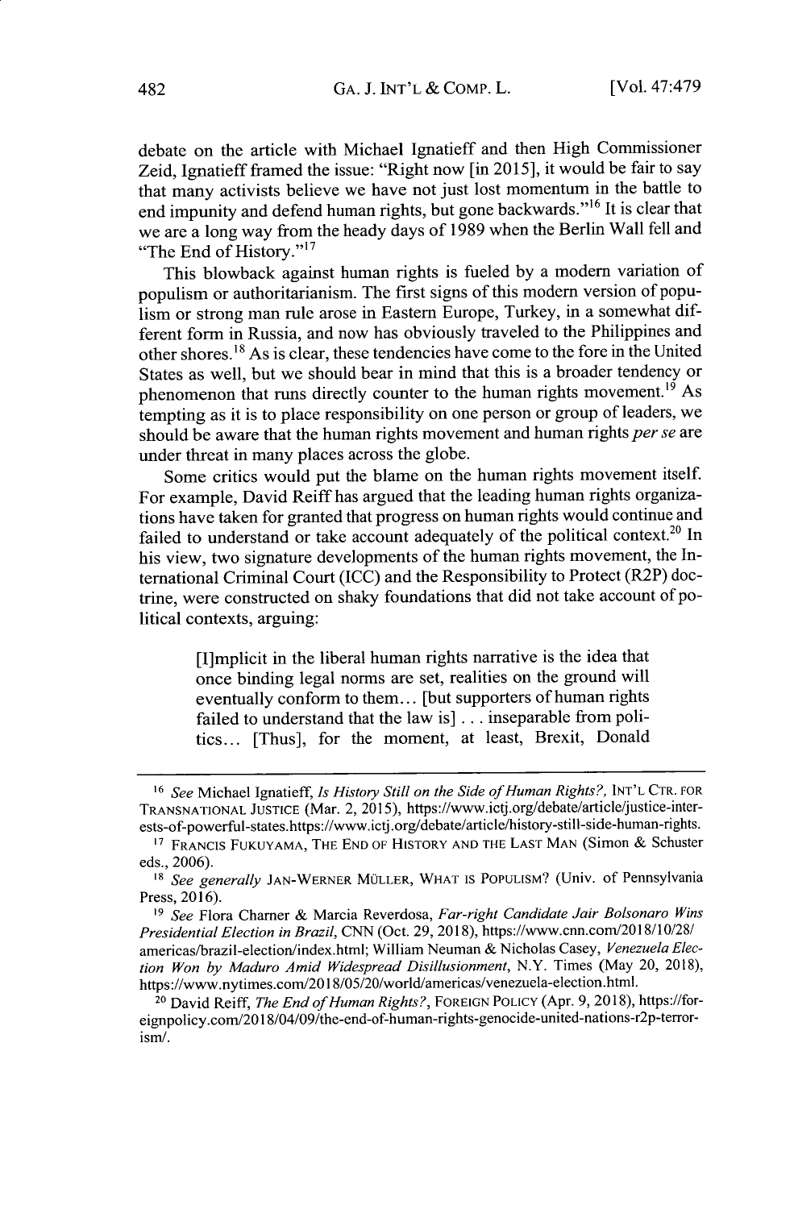debate on the article with Michael Ignatieff and then High Commissioner Zeid, Ignatieff framed the issue: "Right now [in 2015], it would be fair to say that many activists believe we have not just lost momentum in the battle to end impunity and defend human rights, but gone backwards."[16] It is clear that we are a long way from the heady days of 1989 when the Berlin Wall fell and "The End of History."[17]

This blowback against human rights is fueled by a modern variation of populism or authoritarianism. The first signs of this modern version of populism or strong man rule arose in Eastern Europe, Turkey, in a somewhat different form in Russia, and now has obviously traveled to the Philippines and other shores.[18] As is clear, these tendencies have come to the fore in the United States as well, but we should bear in mind that this is a broader tendency or phenomenon that runs directly counter to the human rights movement.[19] As tempting as it is to place responsibility on one person or group of leaders, we should be aware that the human rights movement and human rights *per se* are under threat in many places across the globe.

Some critics would put the blame on the human rights movement itself. For example, David Reiff has argued that the leading human rights organizations have taken for granted that progress on human rights would continue and failed to understand or take account adequately of the political context.[20] In his view, two signature developments of the human rights movement, the International Criminal Court (ICC) and the Responsibility to Protect (R2P) doctrine, were constructed on shaky foundations that did not take account of political contexts, arguing:

> [I]mplicit in the liberal human rights narrative is the idea that once binding legal norms are set, realities on the ground will eventually conform to them... [but supporters of human rights failed to understand that the law is] . . . inseparable from politics... [Thus], for the moment, at least, Brexit, Donald

---

[16] *See* Michael Ignatieff, *Is History Still on the Side of Human Rights?*, INT'L CTR. FOR TRANSNATIONAL JUSTICE (Mar. 2, 2015), https://www.ictj.org/debate/article/justice-interests-of-powerful-states.https://www.ictj.org/debate/article/history-still-side-human-rights.

[17] FRANCIS FUKUYAMA, THE END OF HISTORY AND THE LAST MAN (Simon & Schuster eds., 2006).

[18] *See generally* JAN-WERNER MÜLLER, WHAT IS POPULISM? (Univ. of Pennsylvania Press, 2016).

[19] *See* Flora Charner & Marcia Reverdosa, *Far-right Candidate Jair Bolsonaro Wins Presidential Election in Brazil*, CNN (Oct. 29, 2018), https://www.cnn.com/2018/10/28/americas/brazil-election/index.html; William Neuman & Nicholas Casey, *Venezuela Election Won by Maduro Amid Widespread Disillusionment*, N.Y. Times (May 20, 2018), https://www.nytimes.com/2018/05/20/world/americas/venezuela-election.html.

[20] David Reiff, *The End of Human Rights?*, FOREIGN POLICY (Apr. 9, 2018), https://foreignpolicy.com/2018/04/09/the-end-of-human-rights-genocide-united-nations-r2p-terrorism/.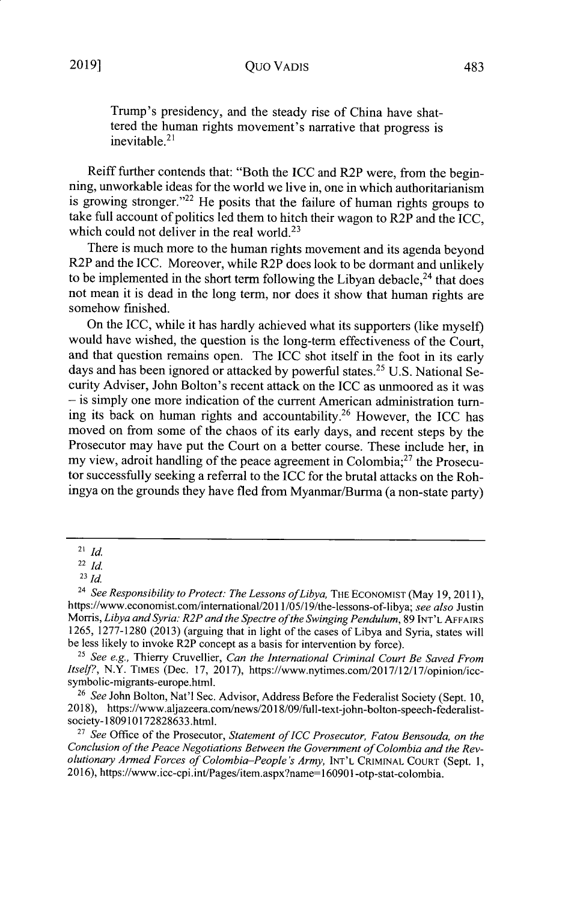> Trump's presidency, and the steady rise of China have shattered the human rights movement's narrative that progress is inevitable.[21]

Reiff further contends that: "Both the ICC and R2P were, from the beginning, unworkable ideas for the world we live in, one in which authoritarianism is growing stronger."[22] He posits that the failure of human rights groups to take full account of politics led them to hitch their wagon to R2P and the ICC, which could not deliver in the real world.[23]

There is much more to the human rights movement and its agenda beyond R2P and the ICC. Moreover, while R2P does look to be dormant and unlikely to be implemented in the short term following the Libyan debacle,[24] that does not mean it is dead in the long term, nor does it show that human rights are somehow finished.

On the ICC, while it has hardly achieved what its supporters (like myself) would have wished, the question is the long-term effectiveness of the Court, and that question remains open. The ICC shot itself in the foot in its early days and has been ignored or attacked by powerful states.[25] U.S. National Security Adviser, John Bolton's recent attack on the ICC as unmoored as it was – is simply one more indication of the current American administration turning its back on human rights and accountability.[26] However, the ICC has moved on from some of the chaos of its early days, and recent steps by the Prosecutor may have put the Court on a better course. These include her, in my view, adroit handling of the peace agreement in Colombia;[27] the Prosecutor successfully seeking a referral to the ICC for the brutal attacks on the Rohingya on the grounds they have fled from Myanmar/Burma (a non-state party)

---

[21] *Id.*

[22] *Id.*

[23] *Id.*

[24] *See Responsibility to Protect: The Lessons of Libya*, THE ECONOMIST (May 19, 2011), https://www.economist.com/international/2011/05/19/the-lessons-of-libya; *see also* Justin Morris, *Libya and Syria: R2P and the Spectre of the Swinging Pendulum*, 89 INT'L AFFAIRS 1265, 1277-1280 (2013) (arguing that in light of the cases of Libya and Syria, states will be less likely to invoke R2P concept as a basis for intervention by force).

[25] *See e.g.*, Thierry Cruvellier, *Can the International Criminal Court Be Saved From Itself?*, N.Y. TIMES (Dec. 17, 2017), https://www.nytimes.com/2017/12/17/opinion/icc-symbolic-migrants-europe.html.

[26] *See* John Bolton, Nat'l Sec. Advisor, Address Before the Federalist Society (Sept. 10, 2018), https://www.aljazeera.com/news/2018/09/full-text-john-bolton-speech-federalist-society-180910172828633.html.

[27] *See* Office of the Prosecutor, *Statement of ICC Prosecutor, Fatou Bensouda, on the Conclusion of the Peace Negotiations Between the Government of Colombia and the Revolutionary Armed Forces of Colombia–People's Army*, INT'L CRIMINAL COURT (Sept. 1, 2016), https://www.icc-cpi.int/Pages/item.aspx?name=160901-otp-stat-colombia.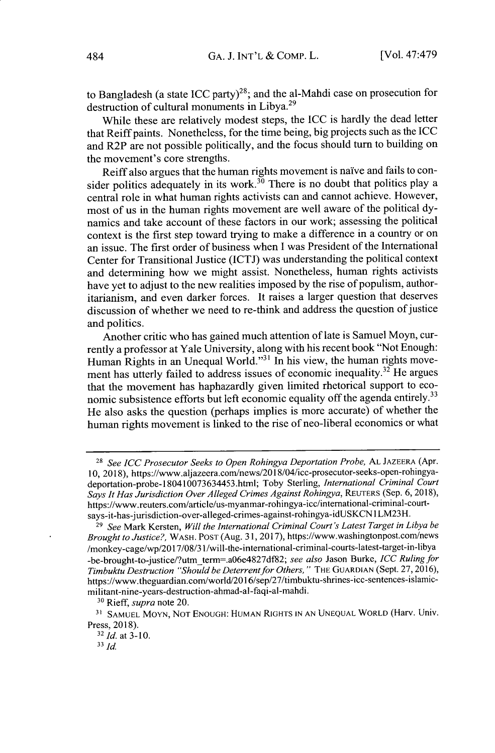to Bangladesh (a state ICC party)[28]; and the al-Mahdi case on prosecution for destruction of cultural monuments in Libya.[29]

While these are relatively modest steps, the ICC is hardly the dead letter that Reiff paints. Nonetheless, for the time being, big projects such as the ICC and R2P are not possible politically, and the focus should turn to building on the movement's core strengths.

Reiff also argues that the human rights movement is naïve and fails to consider politics adequately in its work.[30] There is no doubt that politics play a central role in what human rights activists can and cannot achieve. However, most of us in the human rights movement are well aware of the political dynamics and take account of these factors in our work; assessing the political context is the first step toward trying to make a difference in a country or on an issue. The first order of business when I was President of the International Center for Transitional Justice (ICTJ) was understanding the political context and determining how we might assist. Nonetheless, human rights activists have yet to adjust to the new realities imposed by the rise of populism, authoritarianism, and even darker forces. It raises a larger question that deserves discussion of whether we need to re-think and address the question of justice and politics.

Another critic who has gained much attention of late is Samuel Moyn, currently a professor at Yale University, along with his recent book "Not Enough: Human Rights in an Unequal World."[31] In his view, the human rights movement has utterly failed to address issues of economic inequality.[32] He argues that the movement has haphazardly given limited rhetorical support to economic subsistence efforts but left economic equality off the agenda entirely.[33] He also asks the question (perhaps implies is more accurate) of whether the human rights movement is linked to the rise of neo-liberal economics or what

---

[28] *See ICC Prosecutor Seeks to Open Rohingya Deportation Probe,* AL JAZEERA (Apr. 10, 2018), https://www.aljazeera.com/news/2018/04/icc-prosecutor-seeks-open-rohingya-deportation-probe-180410073634453.html; Toby Sterling, *International Criminal Court Says It Has Jurisdiction Over Alleged Crimes Against Rohingya,* REUTERS (Sep. 6, 2018), https://www.reuters.com/article/us-myanmar-rohingya-icc/international-criminal-court-says-it-has-jurisdiction-over-alleged-crimes-against-rohingya-idUSKCN1LM23H.

[29] *See* Mark Kersten, *Will the International Criminal Court's Latest Target in Libya be Brought to Justice?,* WASH. POST (Aug. 31, 2017), https://www.washingtonpost.com/news/monkey-cage/wp/2017/08/31/will-the-international-criminal-courts-latest-target-in-libya-be-brought-to-justice/?utm_term=.a06e4827df82; *see also* Jason Burke, *ICC Ruling for Timbuktu Destruction "Should be Deterrent for Others,"* THE GUARDIAN (Sept. 27, 2016), https://www.theguardian.com/world/2016/sep/27/timbuktu-shrines-icc-sentences-islamic-militant-nine-years-destruction-ahmad-al-faqi-al-mahdi.

[30] Rieff, *supra* note 20.

[31] SAMUEL MOYN, NOT ENOUGH: HUMAN RIGHTS IN AN UNEQUAL WORLD (Harv. Univ. Press, 2018).

[32] *Id.* at 3-10.

[33] *Id.*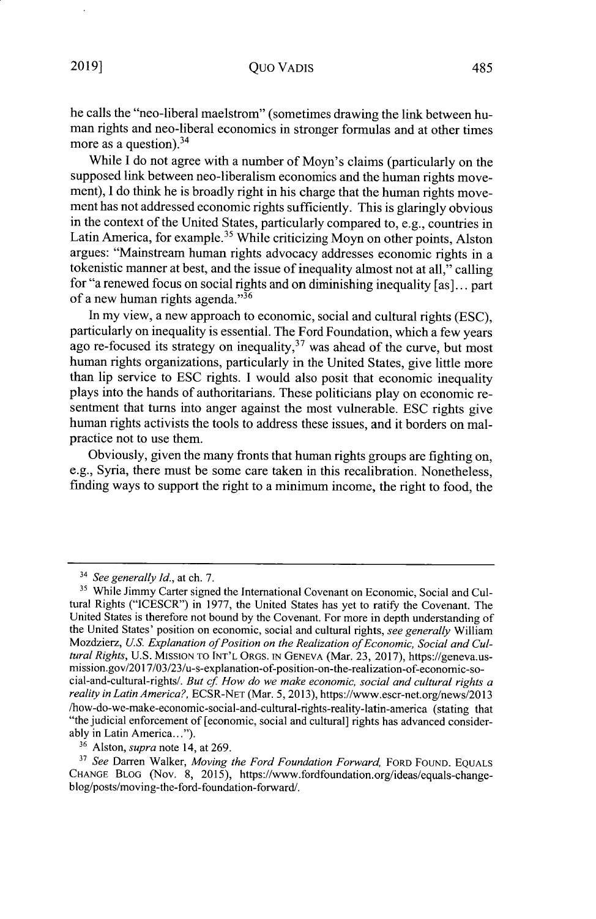he calls the "neo-liberal maelstrom" (sometimes drawing the link between human rights and neo-liberal economics in stronger formulas and at other times more as a question).[34]

While I do not agree with a number of Moyn's claims (particularly on the supposed link between neo-liberalism economics and the human rights movement), I do think he is broadly right in his charge that the human rights movement has not addressed economic rights sufficiently. This is glaringly obvious in the context of the United States, particularly compared to, e.g., countries in Latin America, for example.[35] While criticizing Moyn on other points, Alston argues: "Mainstream human rights advocacy addresses economic rights in a tokenistic manner at best, and the issue of inequality almost not at all," calling for "a renewed focus on social rights and on diminishing inequality [as]... part of a new human rights agenda."[36]

In my view, a new approach to economic, social and cultural rights (ESC), particularly on inequality is essential. The Ford Foundation, which a few years ago re-focused its strategy on inequality,[37] was ahead of the curve, but most human rights organizations, particularly in the United States, give little more than lip service to ESC rights. I would also posit that economic inequality plays into the hands of authoritarians. These politicians play on economic resentment that turns into anger against the most vulnerable. ESC rights give human rights activists the tools to address these issues, and it borders on malpractice not to use them.

Obviously, given the many fronts that human rights groups are fighting on, e.g., Syria, there must be some care taken in this recalibration. Nonetheless, finding ways to support the right to a minimum income, the right to food, the

---

[34] *See generally Id.*, at ch. 7.

[35] While Jimmy Carter signed the International Covenant on Economic, Social and Cultural Rights ("ICESCR") in 1977, the United States has yet to ratify the Covenant. The United States is therefore not bound by the Covenant. For more in depth understanding of the United States' position on economic, social and cultural rights, *see generally* William Mozdzierz, *U.S. Explanation of Position on the Realization of Economic, Social and Cultural Rights*, U.S. MISSION TO INT'L ORGS. IN GENEVA (Mar. 23, 2017), https://geneva.usmission.gov/2017/03/23/u-s-explanation-of-position-on-the-realization-of-economic-social-and-cultural-rights/. *But cf. How do we make economic, social and cultural rights a reality in Latin America?*, ECSR-NET (Mar. 5, 2013), https://www.escr-net.org/news/2013/how-do-we-make-economic-social-and-cultural-rights-reality-latin-america (stating that "the judicial enforcement of [economic, social and cultural] rights has advanced considerably in Latin America...").

[36] Alston, *supra* note 14, at 269.

[37] *See* Darren Walker, *Moving the Ford Foundation Forward*, FORD FOUND. EQUALS CHANGE BLOG (Nov. 8, 2015), https://www.fordfoundation.org/ideas/equals-change-blog/posts/moving-the-ford-foundation-forward/.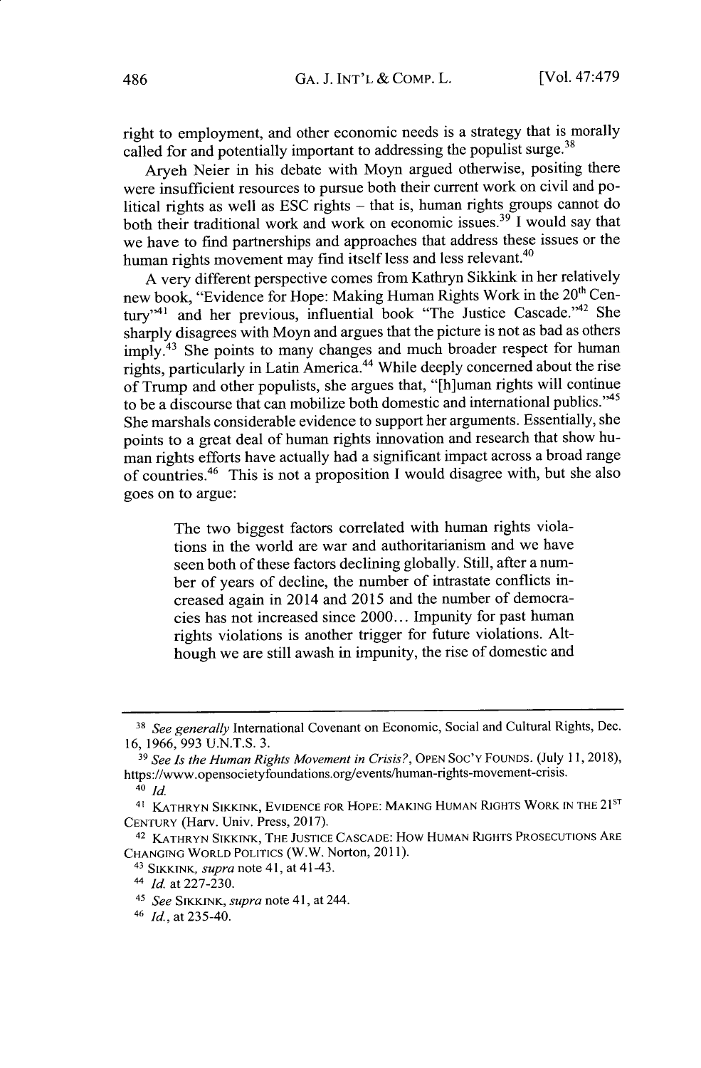right to employment, and other economic needs is a strategy that is morally called for and potentially important to addressing the populist surge.[38]

Aryeh Neier in his debate with Moyn argued otherwise, positing there were insufficient resources to pursue both their current work on civil and political rights as well as ESC rights – that is, human rights groups cannot do both their traditional work and work on economic issues.[39] I would say that we have to find partnerships and approaches that address these issues or the human rights movement may find itself less and less relevant.[40]

A very different perspective comes from Kathryn Sikkink in her relatively new book, "Evidence for Hope: Making Human Rights Work in the 20th Century"[41] and her previous, influential book "The Justice Cascade."[42] She sharply disagrees with Moyn and argues that the picture is not as bad as others imply.[43] She points to many changes and much broader respect for human rights, particularly in Latin America.[44] While deeply concerned about the rise of Trump and other populists, she argues that, "[h]uman rights will continue to be a discourse that can mobilize both domestic and international publics."[45] She marshals considerable evidence to support her arguments. Essentially, she points to a great deal of human rights innovation and research that show human rights efforts have actually had a significant impact across a broad range of countries.[46] This is not a proposition I would disagree with, but she also goes on to argue:

> The two biggest factors correlated with human rights violations in the world are war and authoritarianism and we have seen both of these factors declining globally. Still, after a number of years of decline, the number of intrastate conflicts increased again in 2014 and 2015 and the number of democracies has not increased since 2000... Impunity for past human rights violations is another trigger for future violations. Although we are still awash in impunity, the rise of domestic and

---

[38] *See generally* International Covenant on Economic, Social and Cultural Rights, Dec. 16, 1966, 993 U.N.T.S. 3.

[39] *See Is the Human Rights Movement in Crisis?*, OPEN SOC'Y FOUNDS. (July 11, 2018), https://www.opensocietyfoundations.org/events/human-rights-movement-crisis.

[40] *Id.*

[41] KATHRYN SIKKINK, EVIDENCE FOR HOPE: MAKING HUMAN RIGHTS WORK IN THE 21ST CENTURY (Harv. Univ. Press, 2017).

[42] KATHRYN SIKKINK, THE JUSTICE CASCADE: HOW HUMAN RIGHTS PROSECUTIONS ARE CHANGING WORLD POLITICS (W.W. Norton, 2011).

[43] SIKKINK, *supra* note 41, at 41-43.

[44] *Id.* at 227-230.

[45] *See* SIKKINK, *supra* note 41, at 244.

[46] *Id.*, at 235-40.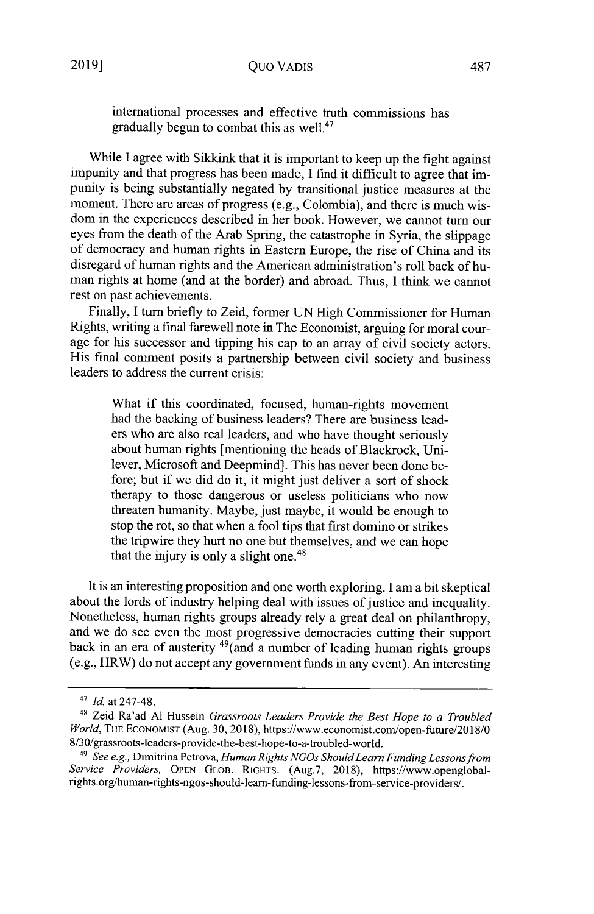> international processes and effective truth commissions has gradually begun to combat this as well.[47]

While I agree with Sikkink that it is important to keep up the fight against impunity and that progress has been made, I find it difficult to agree that impunity is being substantially negated by transitional justice measures at the moment. There are areas of progress (e.g., Colombia), and there is much wisdom in the experiences described in her book. However, we cannot turn our eyes from the death of the Arab Spring, the catastrophe in Syria, the slippage of democracy and human rights in Eastern Europe, the rise of China and its disregard of human rights and the American administration's roll back of human rights at home (and at the border) and abroad. Thus, I think we cannot rest on past achievements.

Finally, I turn briefly to Zeid, former UN High Commissioner for Human Rights, writing a final farewell note in The Economist, arguing for moral courage for his successor and tipping his cap to an array of civil society actors. His final comment posits a partnership between civil society and business leaders to address the current crisis:

> What if this coordinated, focused, human-rights movement had the backing of business leaders? There are business leaders who are also real leaders, and who have thought seriously about human rights [mentioning the heads of Blackrock, Unilever, Microsoft and Deepmind]. This has never been done before; but if we did do it, it might just deliver a sort of shock therapy to those dangerous or useless politicians who now threaten humanity. Maybe, just maybe, it would be enough to stop the rot, so that when a fool tips that first domino or strikes the tripwire they hurt no one but themselves, and we can hope that the injury is only a slight one.[48]

It is an interesting proposition and one worth exploring. I am a bit skeptical about the lords of industry helping deal with issues of justice and inequality. Nonetheless, human rights groups already rely a great deal on philanthropy, and we do see even the most progressive democracies cutting their support back in an era of austerity [49](and a number of leading human rights groups (e.g., HRW) do not accept any government funds in any event). An interesting

---

[47] *Id.* at 247-48.

[48] Zeid Ra'ad Al Hussein *Grassroots Leaders Provide the Best Hope to a Troubled World*, THE ECONOMIST (Aug. 30, 2018), https://www.economist.com/open-future/2018/08/30/grassroots-leaders-provide-the-best-hope-to-a-troubled-world.

[49] *See e.g.*, Dimitrina Petrova, *Human Rights NGOs Should Learn Funding Lessons from Service Providers*, OPEN GLOB. RIGHTS. (Aug.7, 2018), https://www.openglobalrights.org/human-rights-ngos-should-learn-funding-lessons-from-service-providers/.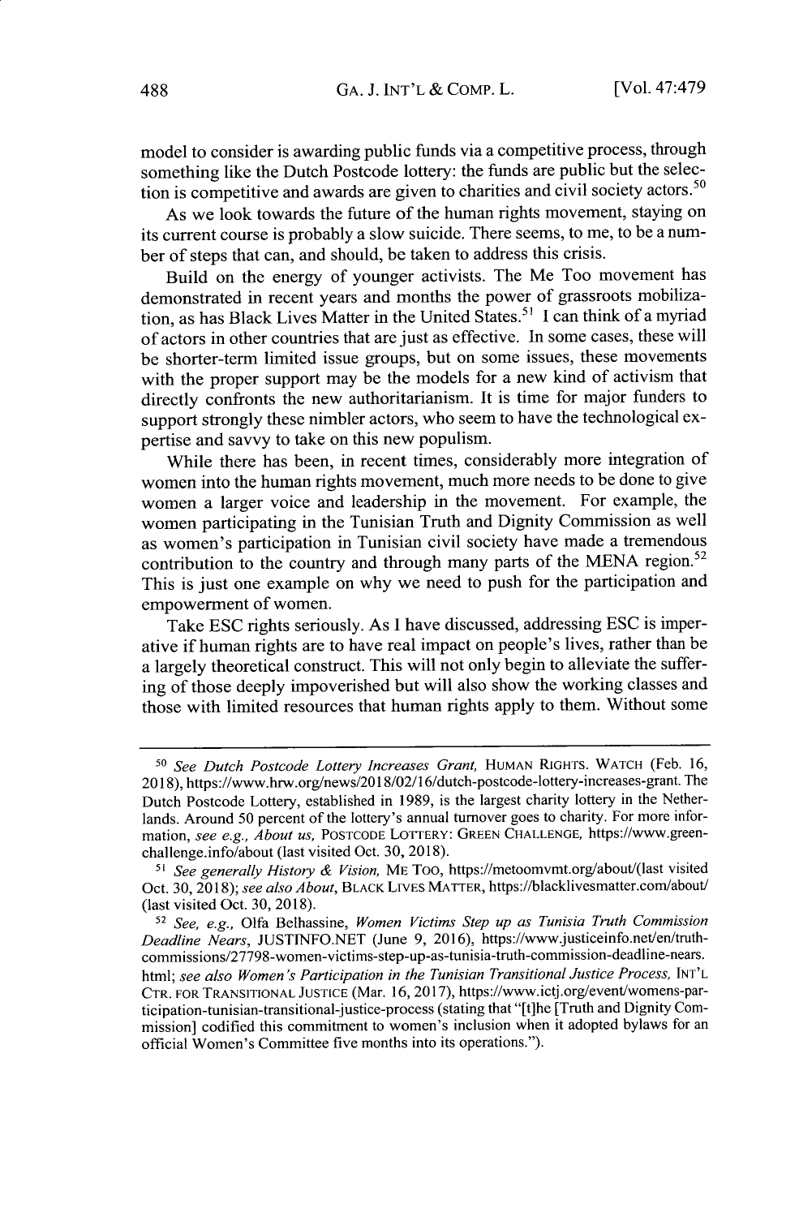model to consider is awarding public funds via a competitive process, through something like the Dutch Postcode lottery: the funds are public but the selection is competitive and awards are given to charities and civil society actors.[50]

As we look towards the future of the human rights movement, staying on its current course is probably a slow suicide. There seems, to me, to be a number of steps that can, and should, be taken to address this crisis.

Build on the energy of younger activists. The Me Too movement has demonstrated in recent years and months the power of grassroots mobilization, as has Black Lives Matter in the United States.[51] I can think of a myriad of actors in other countries that are just as effective. In some cases, these will be shorter-term limited issue groups, but on some issues, these movements with the proper support may be the models for a new kind of activism that directly confronts the new authoritarianism. It is time for major funders to support strongly these nimbler actors, who seem to have the technological expertise and savvy to take on this new populism.

While there has been, in recent times, considerably more integration of women into the human rights movement, much more needs to be done to give women a larger voice and leadership in the movement. For example, the women participating in the Tunisian Truth and Dignity Commission as well as women's participation in Tunisian civil society have made a tremendous contribution to the country and through many parts of the MENA region.[52] This is just one example on why we need to push for the participation and empowerment of women.

Take ESC rights seriously. As I have discussed, addressing ESC is imperative if human rights are to have real impact on people's lives, rather than be a largely theoretical construct. This will not only begin to alleviate the suffering of those deeply impoverished but will also show the working classes and those with limited resources that human rights apply to them. Without some

---

[50] *See Dutch Postcode Lottery Increases Grant*, HUMAN RIGHTS. WATCH (Feb. 16, 2018), https://www.hrw.org/news/2018/02/16/dutch-postcode-lottery-increases-grant. The Dutch Postcode Lottery, established in 1989, is the largest charity lottery in the Netherlands. Around 50 percent of the lottery's annual turnover goes to charity. For more information, *see e.g., About us*, POSTCODE LOTTERY: GREEN CHALLENGE, https://www.green-challenge.info/about (last visited Oct. 30, 2018).

[51] *See generally History & Vision*, ME TOO, https://metoomvmt.org/about/(last visited Oct. 30, 2018); *see also About*, BLACK LIVES MATTER, https://blacklivesmatter.com/about/ (last visited Oct. 30, 2018).

[52] *See, e.g.*, Olfa Belhassine, *Women Victims Step up as Tunisia Truth Commission Deadline Nears*, JUSTINFO.NET (June 9, 2016), https://www.justiceinfo.net/en/truth-commissions/27798-women-victims-step-up-as-tunisia-truth-commission-deadline-nears.html; *see also Women's Participation in the Tunisian Transitional Justice Process*, INT'L CTR. FOR TRANSITIONAL JUSTICE (Mar. 16, 2017), https://www.ictj.org/event/womens-participation-tunisian-transitional-justice-process (stating that "[t]he [Truth and Dignity Commission] codified this commitment to women's inclusion when it adopted bylaws for an official Women's Committee five months into its operations.").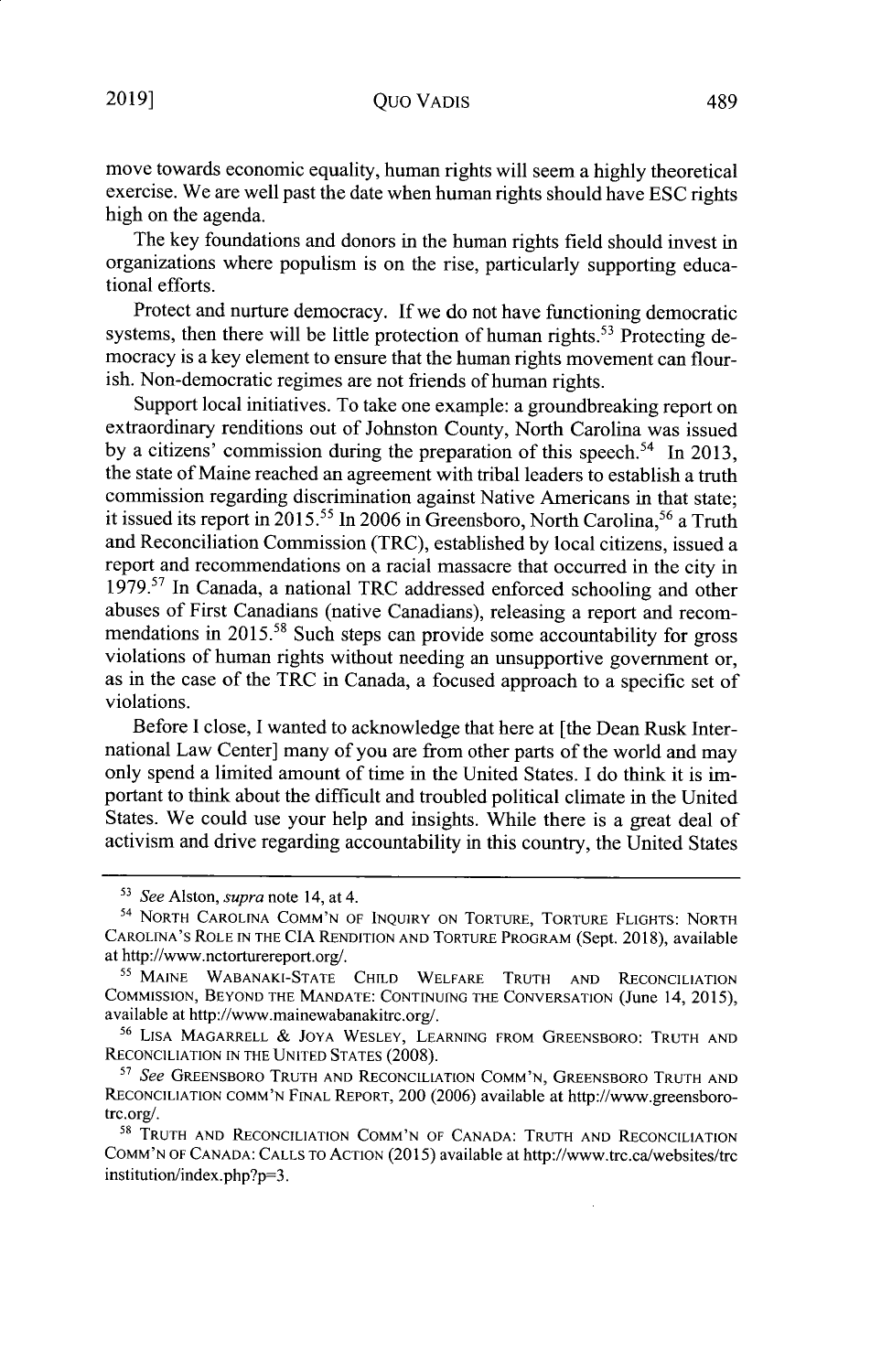move towards economic equality, human rights will seem a highly theoretical exercise. We are well past the date when human rights should have ESC rights high on the agenda.

The key foundations and donors in the human rights field should invest in organizations where populism is on the rise, particularly supporting educational efforts.

Protect and nurture democracy. If we do not have functioning democratic systems, then there will be little protection of human rights.[53] Protecting democracy is a key element to ensure that the human rights movement can flourish. Non-democratic regimes are not friends of human rights.

Support local initiatives. To take one example: a groundbreaking report on extraordinary renditions out of Johnston County, North Carolina was issued by a citizens' commission during the preparation of this speech.[54] In 2013, the state of Maine reached an agreement with tribal leaders to establish a truth commission regarding discrimination against Native Americans in that state; it issued its report in 2015.[55] In 2006 in Greensboro, North Carolina,[56] a Truth and Reconciliation Commission (TRC), established by local citizens, issued a report and recommendations on a racial massacre that occurred in the city in 1979.[57] In Canada, a national TRC addressed enforced schooling and other abuses of First Canadians (native Canadians), releasing a report and recommendations in 2015.[58] Such steps can provide some accountability for gross violations of human rights without needing an unsupportive government or, as in the case of the TRC in Canada, a focused approach to a specific set of violations.

Before I close, I wanted to acknowledge that here at [the Dean Rusk International Law Center] many of you are from other parts of the world and may only spend a limited amount of time in the United States. I do think it is important to think about the difficult and troubled political climate in the United States. We could use your help and insights. While there is a great deal of activism and drive regarding accountability in this country, the United States

---

[53] *See* Alston, *supra* note 14, at 4.

[54] NORTH CAROLINA COMM'N OF INQUIRY ON TORTURE, TORTURE FLIGHTS: NORTH CAROLINA'S ROLE IN THE CIA RENDITION AND TORTURE PROGRAM (Sept. 2018), available at http://www.nctorturereport.org/.

[55] MAINE WABANAKI-STATE CHILD WELFARE TRUTH AND RECONCILIATION COMMISSION, BEYOND THE MANDATE: CONTINUING THE CONVERSATION (June 14, 2015), available at http://www.mainewabanakitrc.org/.

[56] LISA MAGARRELL & JOYA WESLEY, LEARNING FROM GREENSBORO: TRUTH AND RECONCILIATION IN THE UNITED STATES (2008).

[57] *See* GREENSBORO TRUTH AND RECONCILIATION COMM'N, GREENSBORO TRUTH AND RECONCILIATION COMM'N FINAL REPORT, 200 (2006) available at http://www.greensboro-trc.org/.

[58] TRUTH AND RECONCILIATION COMM'N OF CANADA: TRUTH AND RECONCILIATION COMM'N OF CANADA: CALLS TO ACTION (2015) available at http://www.trc.ca/websites/trc institution/index.php?p=3.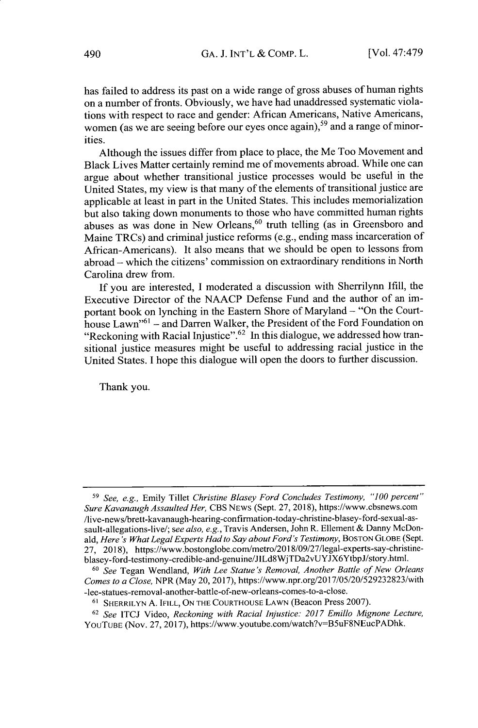has failed to address its past on a wide range of gross abuses of human rights on a number of fronts. Obviously, we have had unaddressed systematic violations with respect to race and gender: African Americans, Native Americans, women (as we are seeing before our eyes once again),[59] and a range of minorities.

Although the issues differ from place to place, the Me Too Movement and Black Lives Matter certainly remind me of movements abroad. While one can argue about whether transitional justice processes would be useful in the United States, my view is that many of the elements of transitional justice are applicable at least in part in the United States. This includes memorialization but also taking down monuments to those who have committed human rights abuses as was done in New Orleans,[60] truth telling (as in Greensboro and Maine TRCs) and criminal justice reforms (e.g., ending mass incarceration of African-Americans). It also means that we should be open to lessons from abroad – which the citizens' commission on extraordinary renditions in North Carolina drew from.

If you are interested, I moderated a discussion with Sherrilynn Ifill, the Executive Director of the NAACP Defense Fund and the author of an important book on lynching in the Eastern Shore of Maryland – "On the Courthouse Lawn"[61] – and Darren Walker, the President of the Ford Foundation on "Reckoning with Racial Injustice".[62] In this dialogue, we addressed how transitional justice measures might be useful to addressing racial justice in the United States. I hope this dialogue will open the doors to further discussion.

Thank you.

---

[59] *See, e.g.*, Emily Tillet *Christine Blasey Ford Concludes Testimony, "100 percent" Sure Kavanaugh Assaulted Her*, CBS NEWS (Sept. 27, 2018), https://www.cbsnews.com/live-news/brett-kavanaugh-hearing-confirmation-today-christine-blasey-ford-sexual-assault-allegations-live/; *see also, e.g.*, Travis Andersen, John R. Ellement & Danny McDonald, *Here's What Legal Experts Had to Say about Ford's Testimony*, BOSTON GLOBE (Sept. 27, 2018), https://www.bostonglobe.com/metro/2018/09/27/legal-experts-say-christine-blasey-ford-testimony-credible-and-genuine/JILd8WjTDa2vUYJX6YtbpJ/story.html.

[60] *See* Tegan Wendland, *With Lee Statue's Removal, Another Battle of New Orleans Comes to a Close*, NPR (May 20, 2017), https://www.npr.org/2017/05/20/529232823/with-lee-statues-removal-another-battle-of-new-orleans-comes-to-a-close.

[61] SHERRILYN A. IFILL, ON THE COURTHOUSE LAWN (Beacon Press 2007).

[62] *See* ITCJ Video, *Reckoning with Racial Injustice: 2017 Emillo Mignone Lecture*, YOUTUBE (Nov. 27, 2017), https://www.youtube.com/watch?v=B5uF8NEucPADhk.